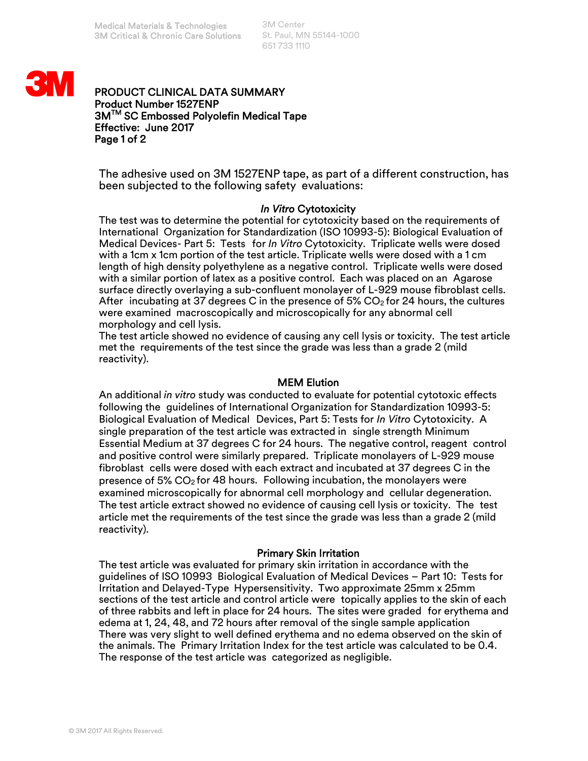Medical Materials & Technologies
3M Critical & Chronic Care Solutions

3M Center
St. Paul, MN 55144-1000
651 733 1110

# PRODUCT CLINICAL DATA SUMMARY
**Product Number 1527ENP**
**3M™ SC Embossed Polyolefin Medical Tape**
**Effective: June 2017**

The adhesive used on 3M 1527ENP tape, as part of a different construction, has been subjected to the following safety evaluations:

## *In Vitro* Cytotoxicity

The test was to determine the potential for cytotoxicity based on the requirements of International Organization for Standardization (ISO 10993-5): Biological Evaluation of Medical Devices- Part 5: Tests for *In Vitro* Cytotoxicity. Triplicate wells were dosed with a 1cm x 1cm portion of the test article. Triplicate wells were dosed with a 1 cm length of high density polyethylene as a negative control. Triplicate wells were dosed with a similar portion of latex as a positive control. Each was placed on an Agarose surface directly overlaying a sub-confluent monolayer of L-929 mouse fibroblast cells. After incubating at 37 degrees C in the presence of 5% $CO_2$ for 24 hours, the cultures were examined macroscopically and microscopically for any abnormal cell morphology and cell lysis.
The test article showed no evidence of causing any cell lysis or toxicity. The test article met the requirements of the test since the grade was less than a grade 2 (mild reactivity).

## MEM Elution

An additional *in vitro* study was conducted to evaluate for potential cytotoxic effects following the guidelines of International Organization for Standardization 10993-5: Biological Evaluation of Medical Devices, Part 5: Tests for *In Vitro* Cytotoxicity. A single preparation of the test article was extracted in single strength Minimum Essential Medium at 37 degrees C for 24 hours. The negative control, reagent control and positive control were similarly prepared. Triplicate monolayers of L-929 mouse fibroblast cells were dosed with each extract and incubated at 37 degrees C in the presence of 5% $CO_2$ for 48 hours. Following incubation, the monolayers were examined microscopically for abnormal cell morphology and cellular degeneration. The test article extract showed no evidence of causing cell lysis or toxicity. The test article met the requirements of the test since the grade was less than a grade 2 (mild reactivity).

## Primary Skin Irritation

The test article was evaluated for primary skin irritation in accordance with the guidelines of ISO 10993 Biological Evaluation of Medical Devices – Part 10: Tests for Irritation and Delayed-Type Hypersensitivity. Two approximate 25mm x 25mm sections of the test article and control article were topically applies to the skin of each of three rabbits and left in place for 24 hours. The sites were graded for erythema and edema at 1, 24, 48, and 72 hours after removal of the single sample application There was very slight to well defined erythema and no edema observed on the skin of the animals. The Primary Irritation Index for the test article was calculated to be 0.4. The response of the test article was categorized as negligible.

© 3M 2017 All Rights Reserved.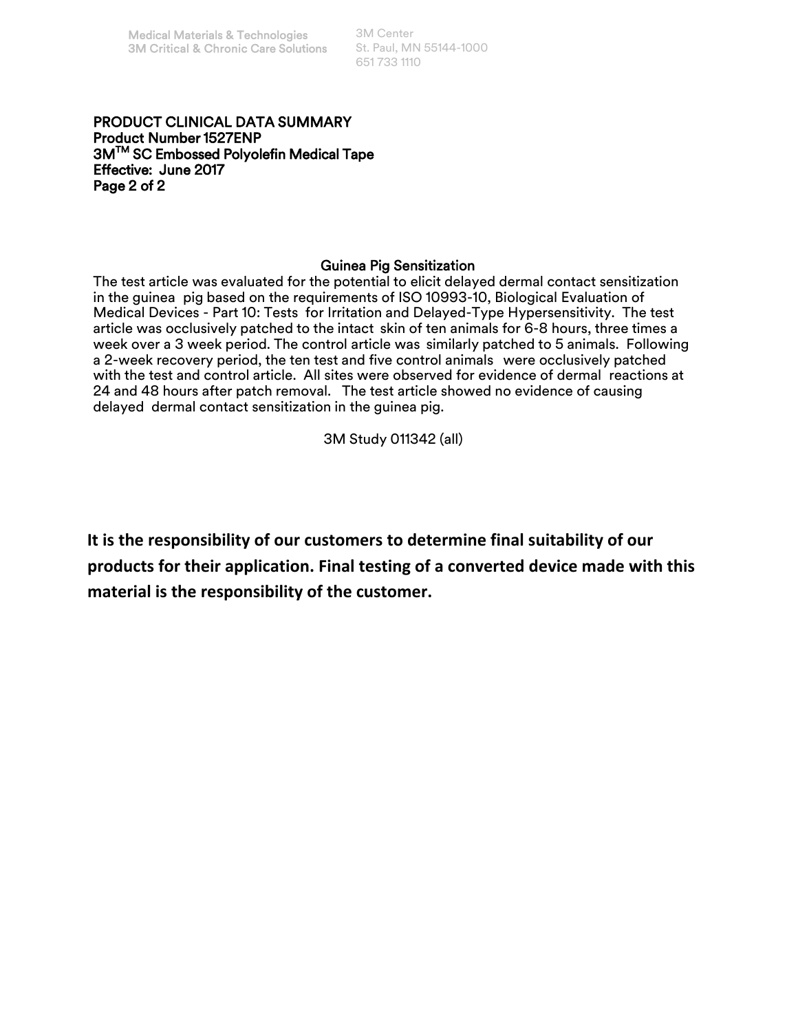**PRODUCT CLINICAL DATA SUMMARY**
**Product Number 1527ENP**
**3M™ SC Embossed Polyolefin Medical Tape**
**Effective: June 2017**

## Guinea Pig Sensitization

The test article was evaluated for the potential to elicit delayed dermal contact sensitization in the guinea pig based on the requirements of ISO 10993-10, Biological Evaluation of Medical Devices - Part 10: Tests for Irritation and Delayed-Type Hypersensitivity. The test article was occlusively patched to the intact skin of ten animals for 6-8 hours, three times a week over a 3 week period. The control article was similarly patched to 5 animals. Following a 2-week recovery period, the ten test and five control animals were occlusively patched with the test and control article. All sites were observed for evidence of dermal reactions at 24 and 48 hours after patch removal. The test article showed no evidence of causing delayed dermal contact sensitization in the guinea pig.

3M Study 011342 (all)

**It is the responsibility of our customers to determine final suitability of our products for their application. Final testing of a converted device made with this material is the responsibility of the customer.**